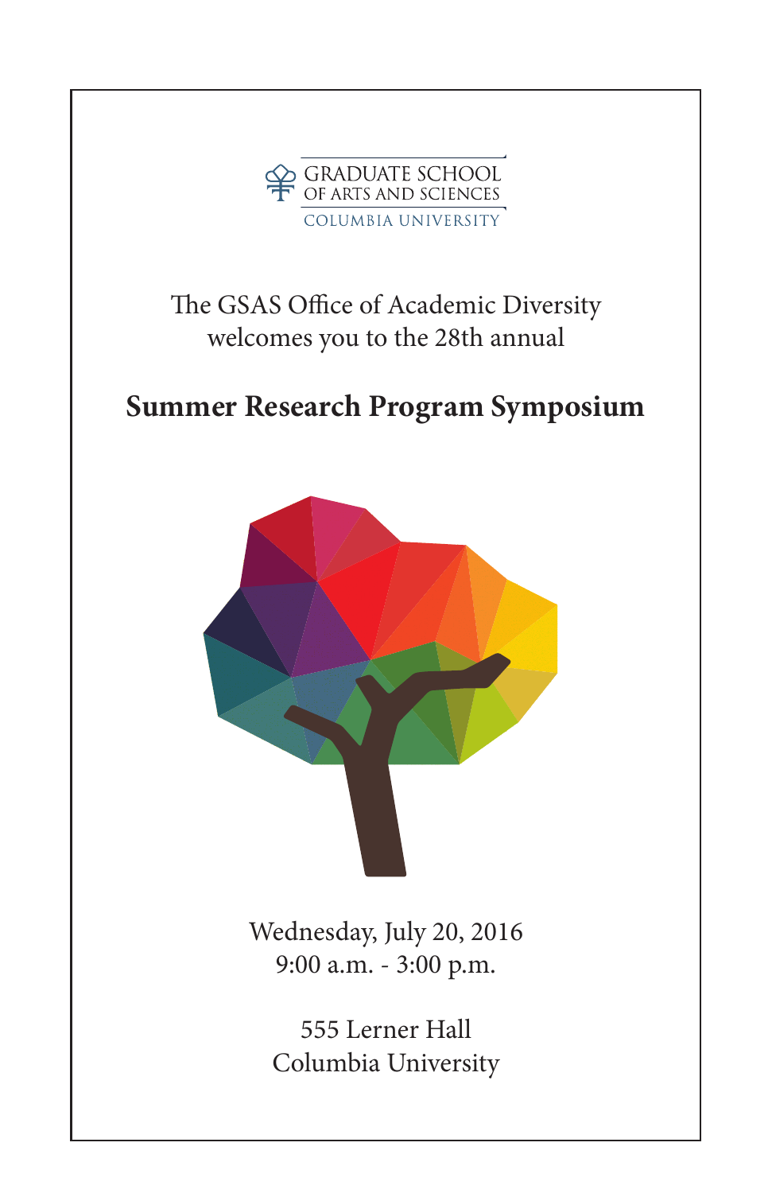GRADUATE SCHOOL
OF ARTS AND SCIENCES
COLUMBIA UNIVERSITY

The GSAS Office of Academic Diversity
welcomes you to the 28th annual

# Summer Research Program Symposium

Wednesday, July 20, 2016
9:00 a.m. - 3:00 p.m.

555 Lerner Hall
Columbia University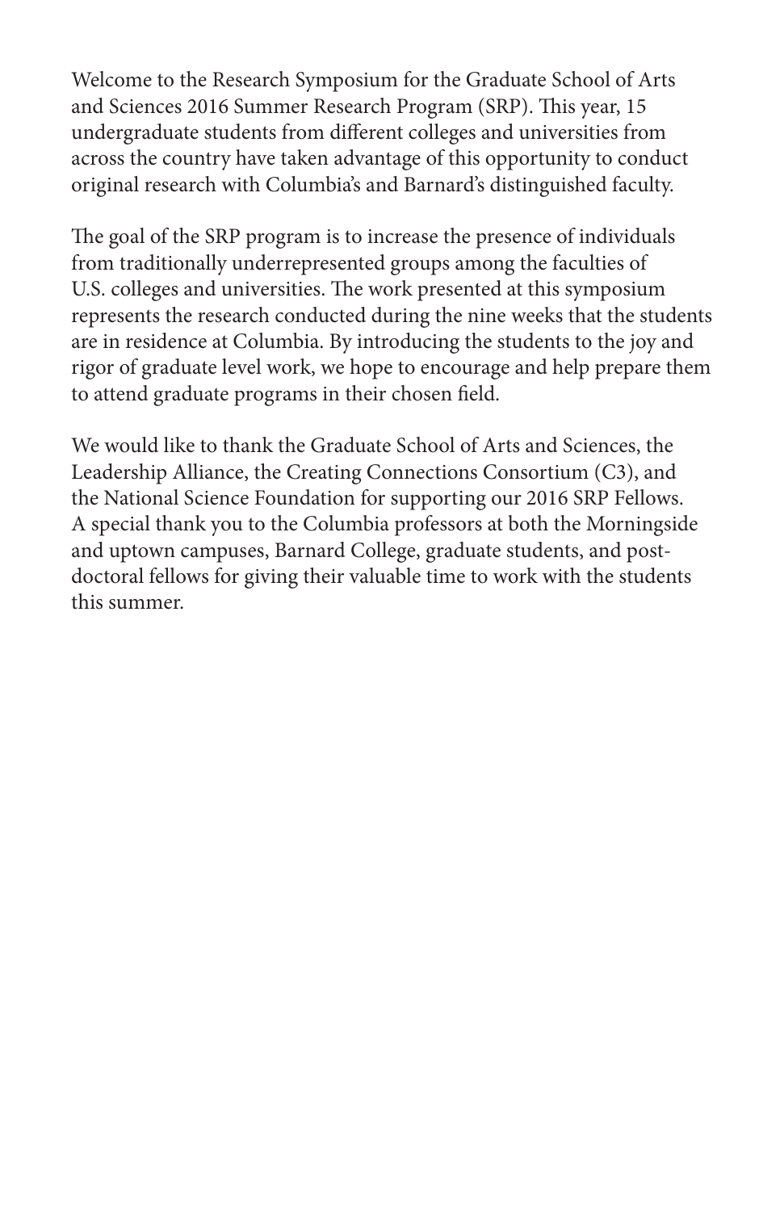Welcome to the Research Symposium for the Graduate School of Arts and Sciences 2016 Summer Research Program (SRP). This year, 15 undergraduate students from different colleges and universities from across the country have taken advantage of this opportunity to conduct original research with Columbia's and Barnard's distinguished faculty.

The goal of the SRP program is to increase the presence of individuals from traditionally underrepresented groups among the faculties of U.S. colleges and universities. The work presented at this symposium represents the research conducted during the nine weeks that the students are in residence at Columbia. By introducing the students to the joy and rigor of graduate level work, we hope to encourage and help prepare them to attend graduate programs in their chosen field.

We would like to thank the Graduate School of Arts and Sciences, the Leadership Alliance, the Creating Connections Consortium (C3), and the National Science Foundation for supporting our 2016 SRP Fellows. A special thank you to the Columbia professors at both the Morningside and uptown campuses, Barnard College, graduate students, and post-doctoral fellows for giving their valuable time to work with the students this summer.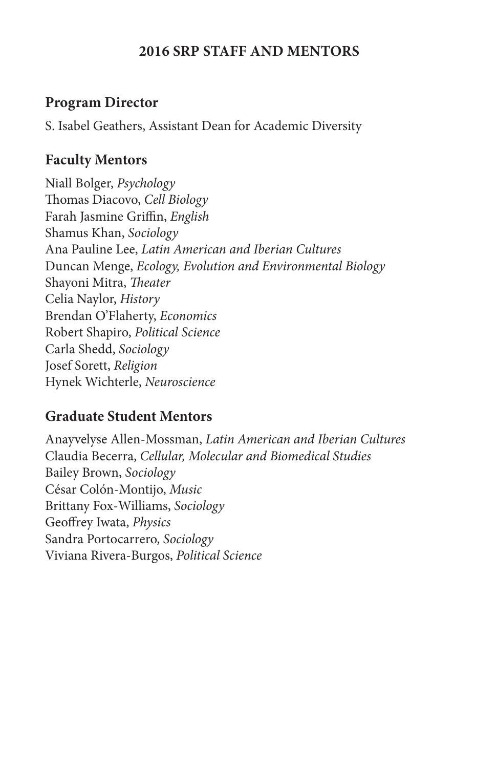# 2016 SRP STAFF AND MENTORS

## Program Director

S. Isabel Geathers, Assistant Dean for Academic Diversity

## Faculty Mentors

Niall Bolger, *Psychology*  
Thomas Diacovo, *Cell Biology*  
Farah Jasmine Griffin, *English*  
Shamus Khan, *Sociology*  
Ana Pauline Lee, *Latin American and Iberian Cultures*  
Duncan Menge, *Ecology, Evolution and Environmental Biology*  
Shayoni Mitra, *Theater*  
Celia Naylor, *History*  
Brendan O'Flaherty, *Economics*  
Robert Shapiro, *Political Science*  
Carla Shedd, *Sociology*  
Josef Sorett, *Religion*  
Hynek Wichterle, *Neuroscience*

## Graduate Student Mentors

Anayvelyse Allen-Mossman, *Latin American and Iberian Cultures*  
Claudia Becerra, *Cellular, Molecular and Biomedical Studies*  
Bailey Brown, *Sociology*  
César Colón-Montijo, *Music*  
Brittany Fox-Williams, *Sociology*  
Geoffrey Iwata, *Physics*  
Sandra Portocarrero, *Sociology*  
Viviana Rivera-Burgos, *Political Science*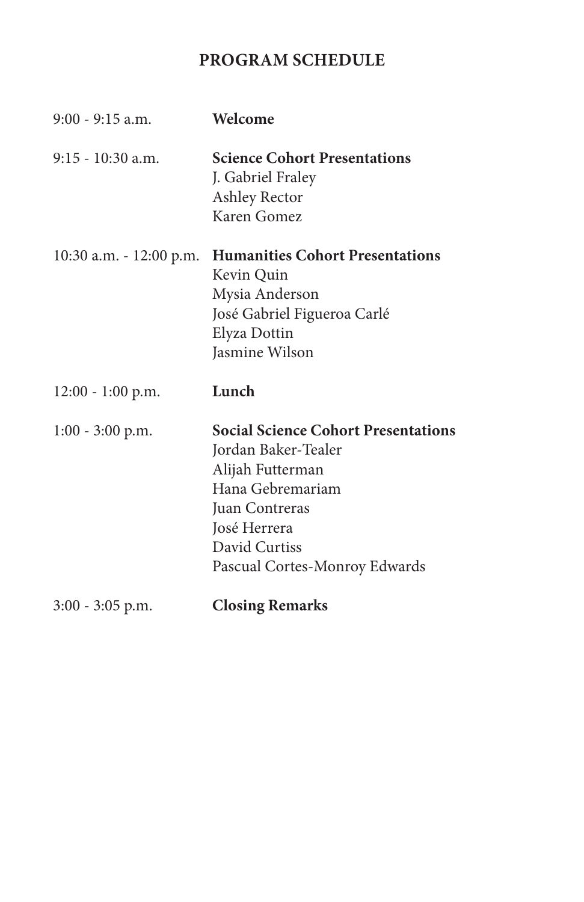## PROGRAM SCHEDULE

| | |
|---|---|
| 9:00 - 9:15 a.m. | **Welcome** |
| 9:15 - 10:30 a.m. | **Science Cohort Presentations**<br>J. Gabriel Fraley<br>Ashley Rector<br>Karen Gomez |
| 10:30 a.m. - 12:00 p.m. | **Humanities Cohort Presentations**<br>Kevin Quin<br>Mysia Anderson<br>José Gabriel Figueroa Carlé<br>Elyza Dottin<br>Jasmine Wilson |
| 12:00 - 1:00 p.m. | **Lunch** |
| 1:00 - 3:00 p.m. | **Social Science Cohort Presentations**<br>Jordan Baker-Tealer<br>Alijah Futterman<br>Hana Gebremariam<br>Juan Contreras<br>José Herrera<br>David Curtiss<br>Pascual Cortes-Monroy Edwards |
| 3:00 - 3:05 p.m. | **Closing Remarks** |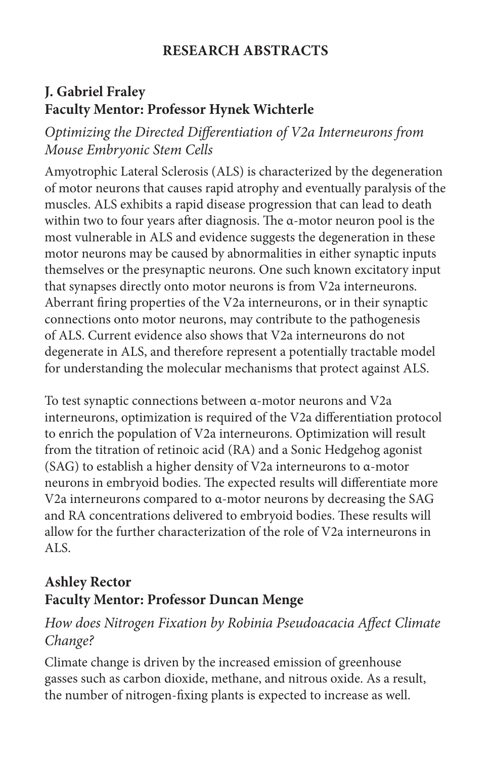## RESEARCH ABSTRACTS

### J. Gabriel Fraley
### Faculty Mentor: Professor Hynek Wichterle

*Optimizing the Directed Differentiation of V2a Interneurons from Mouse Embryonic Stem Cells*

Amyotrophic Lateral Sclerosis (ALS) is characterized by the degeneration of motor neurons that causes rapid atrophy and eventually paralysis of the muscles. ALS exhibits a rapid disease progression that can lead to death within two to four years after diagnosis. The α-motor neuron pool is the most vulnerable in ALS and evidence suggests the degeneration in these motor neurons may be caused by abnormalities in either synaptic inputs themselves or the presynaptic neurons. One such known excitatory input that synapses directly onto motor neurons is from V2a interneurons. Aberrant firing properties of the V2a interneurons, or in their synaptic connections onto motor neurons, may contribute to the pathogenesis of ALS. Current evidence also shows that V2a interneurons do not degenerate in ALS, and therefore represent a potentially tractable model for understanding the molecular mechanisms that protect against ALS.

To test synaptic connections between α-motor neurons and V2a interneurons, optimization is required of the V2a differentiation protocol to enrich the population of V2a interneurons. Optimization will result from the titration of retinoic acid (RA) and a Sonic Hedgehog agonist (SAG) to establish a higher density of V2a interneurons to α-motor neurons in embryoid bodies. The expected results will differentiate more V2a interneurons compared to α-motor neurons by decreasing the SAG and RA concentrations delivered to embryoid bodies. These results will allow for the further characterization of the role of V2a interneurons in ALS.

### Ashley Rector
### Faculty Mentor: Professor Duncan Menge

*How does Nitrogen Fixation by Robinia Pseudoacacia Affect Climate Change?*

Climate change is driven by the increased emission of greenhouse gasses such as carbon dioxide, methane, and nitrous oxide. As a result, the number of nitrogen-fixing plants is expected to increase as well.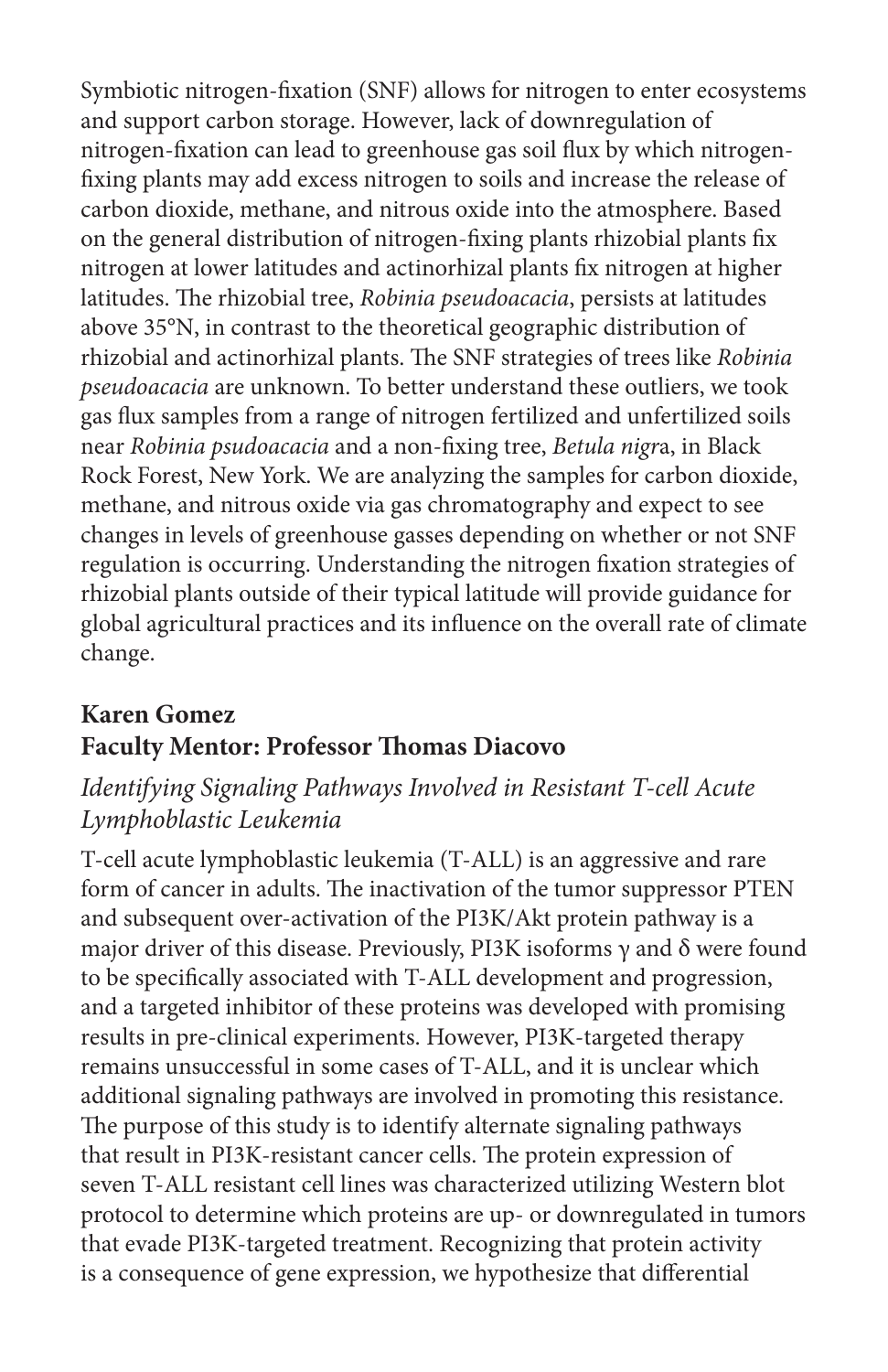Symbiotic nitrogen-fixation (SNF) allows for nitrogen to enter ecosystems and support carbon storage. However, lack of downregulation of nitrogen-fixation can lead to greenhouse gas soil flux by which nitrogen-fixing plants may add excess nitrogen to soils and increase the release of carbon dioxide, methane, and nitrous oxide into the atmosphere. Based on the general distribution of nitrogen-fixing plants rhizobial plants fix nitrogen at lower latitudes and actinorhizal plants fix nitrogen at higher latitudes. The rhizobial tree, *Robinia pseudoacacia*, persists at latitudes above 35°N, in contrast to the theoretical geographic distribution of rhizobial and actinorhizal plants. The SNF strategies of trees like *Robinia pseudoacacia* are unknown. To better understand these outliers, we took gas flux samples from a range of nitrogen fertilized and unfertilized soils near *Robinia psudoacacia* and a non-fixing tree, *Betula nigr*a, in Black Rock Forest, New York. We are analyzing the samples for carbon dioxide, methane, and nitrous oxide via gas chromatography and expect to see changes in levels of greenhouse gasses depending on whether or not SNF regulation is occurring. Understanding the nitrogen fixation strategies of rhizobial plants outside of their typical latitude will provide guidance for global agricultural practices and its influence on the overall rate of climate change.

**Karen Gomez**
**Faculty Mentor: Professor Thomas Diacovo**

*Identifying Signaling Pathways Involved in Resistant T-cell Acute Lymphoblastic Leukemia*

T-cell acute lymphoblastic leukemia (T-ALL) is an aggressive and rare form of cancer in adults. The inactivation of the tumor suppressor PTEN and subsequent over-activation of the PI3K/Akt protein pathway is a major driver of this disease. Previously, PI3K isoforms γ and δ were found to be specifically associated with T-ALL development and progression, and a targeted inhibitor of these proteins was developed with promising results in pre-clinical experiments. However, PI3K-targeted therapy remains unsuccessful in some cases of T-ALL, and it is unclear which additional signaling pathways are involved in promoting this resistance. The purpose of this study is to identify alternate signaling pathways that result in PI3K-resistant cancer cells. The protein expression of seven T-ALL resistant cell lines was characterized utilizing Western blot protocol to determine which proteins are up- or downregulated in tumors that evade PI3K-targeted treatment. Recognizing that protein activity is a consequence of gene expression, we hypothesize that differential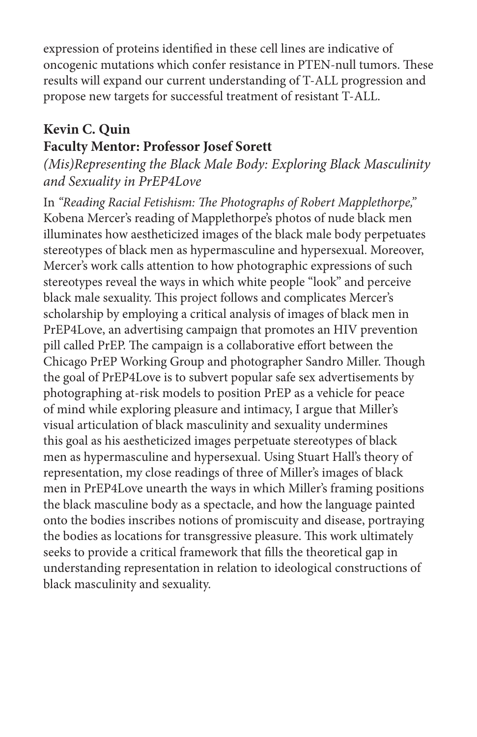expression of proteins identified in these cell lines are indicative of oncogenic mutations which confer resistance in PTEN-null tumors. These results will expand our current understanding of T-ALL progression and propose new targets for successful treatment of resistant T-ALL.

**Kevin C. Quin**

**Faculty Mentor: Professor Josef Sorett**

*(Mis)Representing the Black Male Body: Exploring Black Masculinity and Sexuality in PrEP4Love*

In *"Reading Racial Fetishism: The Photographs of Robert Mapplethorpe,"* Kobena Mercer's reading of Mapplethorpe's photos of nude black men illuminates how aestheticized images of the black male body perpetuates stereotypes of black men as hypermasculine and hypersexual. Moreover, Mercer's work calls attention to how photographic expressions of such stereotypes reveal the ways in which white people "look" and perceive black male sexuality. This project follows and complicates Mercer's scholarship by employing a critical analysis of images of black men in PrEP4Love, an advertising campaign that promotes an HIV prevention pill called PrEP. The campaign is a collaborative effort between the Chicago PrEP Working Group and photographer Sandro Miller. Though the goal of PrEP4Love is to subvert popular safe sex advertisements by photographing at-risk models to position PrEP as a vehicle for peace of mind while exploring pleasure and intimacy, I argue that Miller's visual articulation of black masculinity and sexuality undermines this goal as his aestheticized images perpetuate stereotypes of black men as hypermasculine and hypersexual. Using Stuart Hall's theory of representation, my close readings of three of Miller's images of black men in PrEP4Love unearth the ways in which Miller's framing positions the black masculine body as a spectacle, and how the language painted onto the bodies inscribes notions of promiscuity and disease, portraying the bodies as locations for transgressive pleasure. This work ultimately seeks to provide a critical framework that fills the theoretical gap in understanding representation in relation to ideological constructions of black masculinity and sexuality.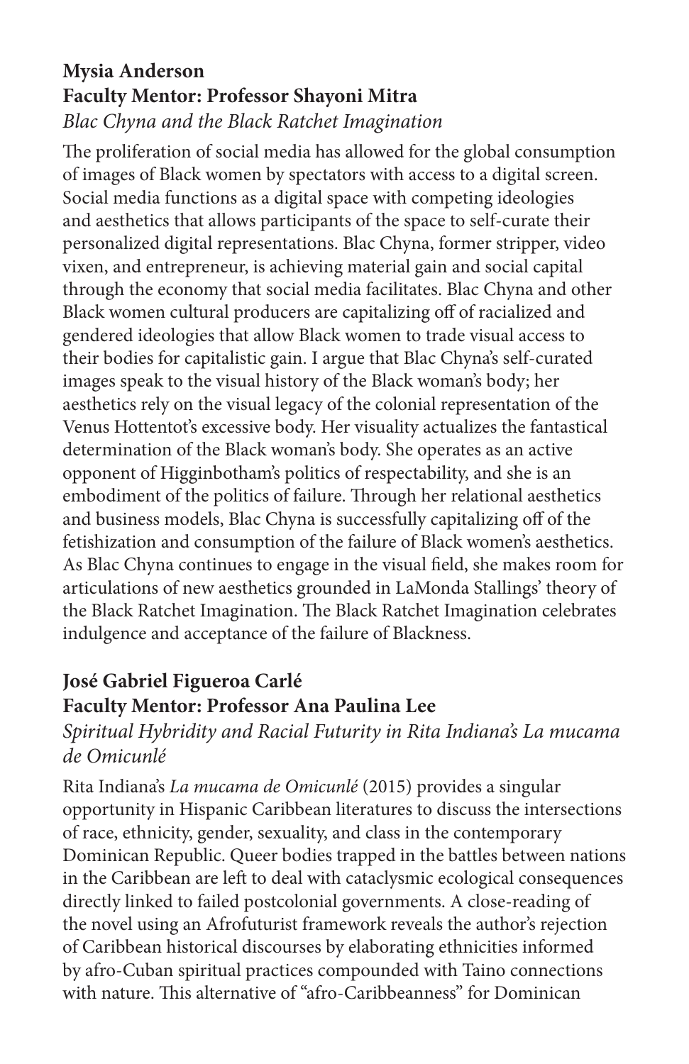**Mysia Anderson**
**Faculty Mentor: Professor Shayoni Mitra**
*Blac Chyna and the Black Ratchet Imagination*

The proliferation of social media has allowed for the global consumption of images of Black women by spectators with access to a digital screen. Social media functions as a digital space with competing ideologies and aesthetics that allows participants of the space to self-curate their personalized digital representations. Blac Chyna, former stripper, video vixen, and entrepreneur, is achieving material gain and social capital through the economy that social media facilitates. Blac Chyna and other Black women cultural producers are capitalizing off of racialized and gendered ideologies that allow Black women to trade visual access to their bodies for capitalistic gain. I argue that Blac Chyna's self-curated images speak to the visual history of the Black woman's body; her aesthetics rely on the visual legacy of the colonial representation of the Venus Hottentot's excessive body. Her visuality actualizes the fantastical determination of the Black woman's body. She operates as an active opponent of Higginbotham's politics of respectability, and she is an embodiment of the politics of failure. Through her relational aesthetics and business models, Blac Chyna is successfully capitalizing off of the fetishization and consumption of the failure of Black women's aesthetics. As Blac Chyna continues to engage in the visual field, she makes room for articulations of new aesthetics grounded in LaMonda Stallings' theory of the Black Ratchet Imagination. The Black Ratchet Imagination celebrates indulgence and acceptance of the failure of Blackness.

**José Gabriel Figueroa Carlé**
**Faculty Mentor: Professor Ana Paulina Lee**
*Spiritual Hybridity and Racial Futurity in Rita Indiana's La mucama de Omicunlé*

Rita Indiana's *La mucama de Omicunlé* (2015) provides a singular opportunity in Hispanic Caribbean literatures to discuss the intersections of race, ethnicity, gender, sexuality, and class in the contemporary Dominican Republic. Queer bodies trapped in the battles between nations in the Caribbean are left to deal with cataclysmic ecological consequences directly linked to failed postcolonial governments. A close-reading of the novel using an Afrofuturist framework reveals the author's rejection of Caribbean historical discourses by elaborating ethnicities informed by afro-Cuban spiritual practices compounded with Taino connections with nature. This alternative of "afro-Caribbeanness" for Dominican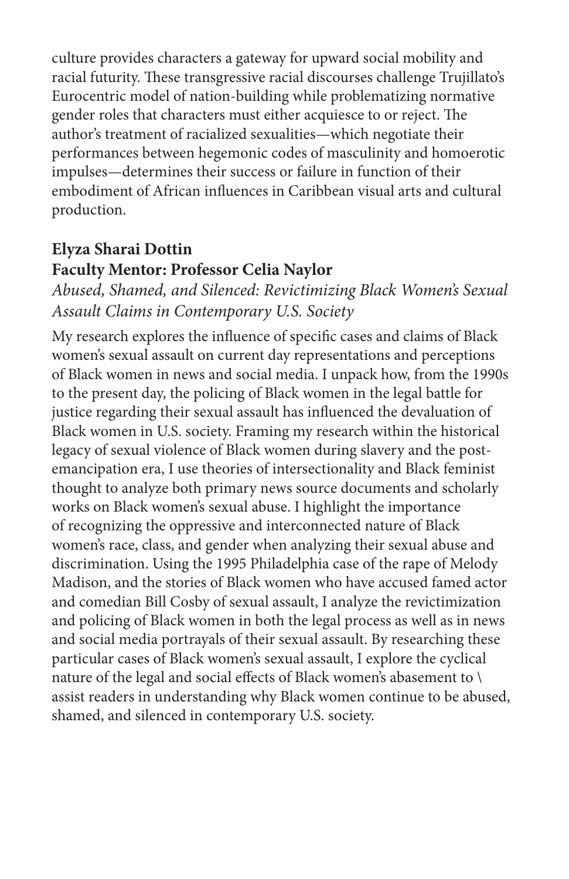culture provides characters a gateway for upward social mobility and racial futurity. These transgressive racial discourses challenge Trujillato's Eurocentric model of nation-building while problematizing normative gender roles that characters must either acquiesce to or reject. The author's treatment of racialized sexualities—which negotiate their performances between hegemonic codes of masculinity and homoerotic impulses—determines their success or failure in function of their embodiment of African influences in Caribbean visual arts and cultural production.

**Elyza Sharai Dottin**
**Faculty Mentor: Professor Celia Naylor**

*Abused, Shamed, and Silenced: Revictimizing Black Women's Sexual Assault Claims in Contemporary U.S. Society*

My research explores the influence of specific cases and claims of Black women's sexual assault on current day representations and perceptions of Black women in news and social media. I unpack how, from the 1990s to the present day, the policing of Black women in the legal battle for justice regarding their sexual assault has influenced the devaluation of Black women in U.S. society. Framing my research within the historical legacy of sexual violence of Black women during slavery and the post-emancipation era, I use theories of intersectionality and Black feminist thought to analyze both primary news source documents and scholarly works on Black women's sexual abuse. I highlight the importance of recognizing the oppressive and interconnected nature of Black women's race, class, and gender when analyzing their sexual abuse and discrimination. Using the 1995 Philadelphia case of the rape of Melody Madison, and the stories of Black women who have accused famed actor and comedian Bill Cosby of sexual assault, I analyze the revictimization and policing of Black women in both the legal process as well as in news and social media portrayals of their sexual assault. By researching these particular cases of Black women's sexual assault, I explore the cyclical nature of the legal and social effects of Black women's abasement to \ assist readers in understanding why Black women continue to be abused, shamed, and silenced in contemporary U.S. society.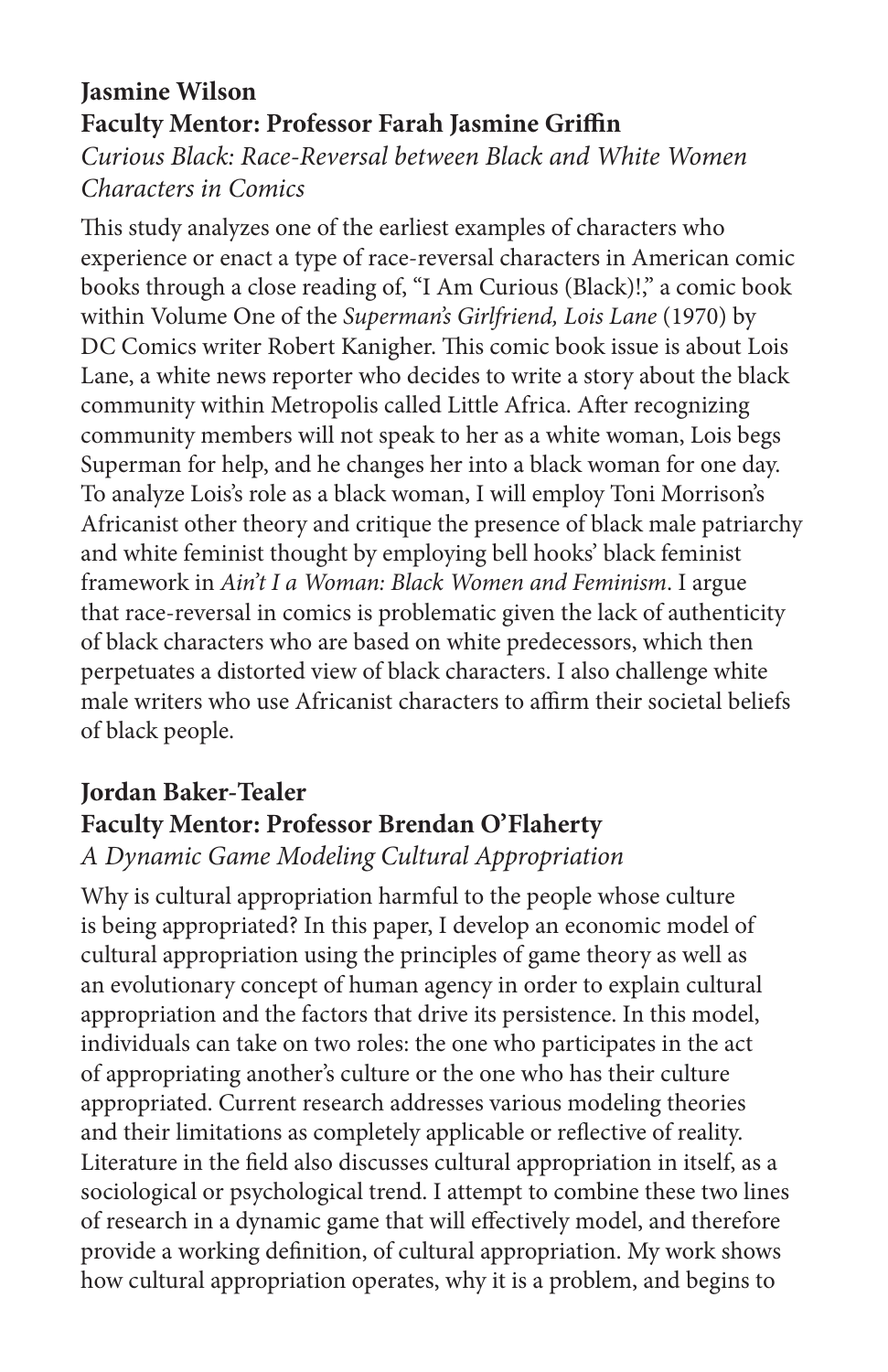**Jasmine Wilson**
**Faculty Mentor: Professor Farah Jasmine Griffin**
*Curious Black: Race-Reversal between Black and White Women Characters in Comics*

This study analyzes one of the earliest examples of characters who experience or enact a type of race-reversal characters in American comic books through a close reading of, "I Am Curious (Black)!," a comic book within Volume One of the *Superman's Girlfriend, Lois Lane* (1970) by DC Comics writer Robert Kanigher. This comic book issue is about Lois Lane, a white news reporter who decides to write a story about the black community within Metropolis called Little Africa. After recognizing community members will not speak to her as a white woman, Lois begs Superman for help, and he changes her into a black woman for one day. To analyze Lois's role as a black woman, I will employ Toni Morrison's Africanist other theory and critique the presence of black male patriarchy and white feminist thought by employing bell hooks' black feminist framework in *Ain't I a Woman: Black Women and Feminism*. I argue that race-reversal in comics is problematic given the lack of authenticity of black characters who are based on white predecessors, which then perpetuates a distorted view of black characters. I also challenge white male writers who use Africanist characters to affirm their societal beliefs of black people.

**Jordan Baker-Tealer**
**Faculty Mentor: Professor Brendan O'Flaherty**
*A Dynamic Game Modeling Cultural Appropriation*

Why is cultural appropriation harmful to the people whose culture is being appropriated? In this paper, I develop an economic model of cultural appropriation using the principles of game theory as well as an evolutionary concept of human agency in order to explain cultural appropriation and the factors that drive its persistence. In this model, individuals can take on two roles: the one who participates in the act of appropriating another's culture or the one who has their culture appropriated. Current research addresses various modeling theories and their limitations as completely applicable or reflective of reality. Literature in the field also discusses cultural appropriation in itself, as a sociological or psychological trend. I attempt to combine these two lines of research in a dynamic game that will effectively model, and therefore provide a working definition, of cultural appropriation. My work shows how cultural appropriation operates, why it is a problem, and begins to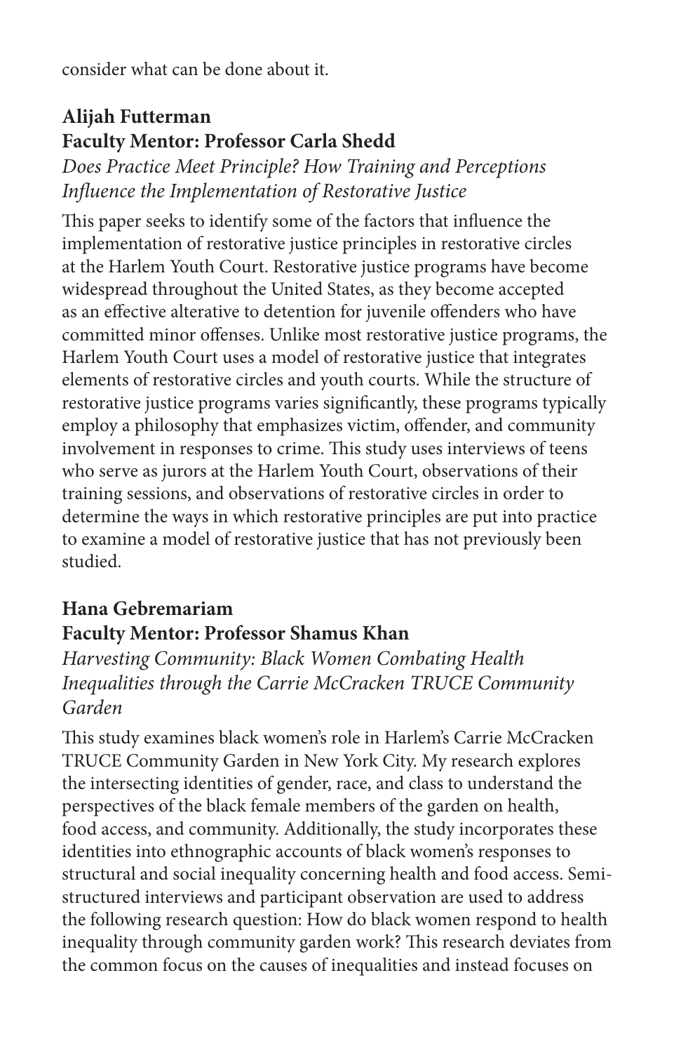consider what can be done about it.

**Alijah Futterman**
**Faculty Mentor: Professor Carla Shedd**

*Does Practice Meet Principle? How Training and Perceptions Influence the Implementation of Restorative Justice*

This paper seeks to identify some of the factors that influence the implementation of restorative justice principles in restorative circles at the Harlem Youth Court. Restorative justice programs have become widespread throughout the United States, as they become accepted as an effective alterative to detention for juvenile offenders who have committed minor offenses. Unlike most restorative justice programs, the Harlem Youth Court uses a model of restorative justice that integrates elements of restorative circles and youth courts. While the structure of restorative justice programs varies significantly, these programs typically employ a philosophy that emphasizes victim, offender, and community involvement in responses to crime. This study uses interviews of teens who serve as jurors at the Harlem Youth Court, observations of their training sessions, and observations of restorative circles in order to determine the ways in which restorative principles are put into practice to examine a model of restorative justice that has not previously been studied.

**Hana Gebremariam**
**Faculty Mentor: Professor Shamus Khan**

*Harvesting Community: Black Women Combating Health Inequalities through the Carrie McCracken TRUCE Community Garden*

This study examines black women's role in Harlem's Carrie McCracken TRUCE Community Garden in New York City. My research explores the intersecting identities of gender, race, and class to understand the perspectives of the black female members of the garden on health, food access, and community. Additionally, the study incorporates these identities into ethnographic accounts of black women's responses to structural and social inequality concerning health and food access. Semi-structured interviews and participant observation are used to address the following research question: How do black women respond to health inequality through community garden work? This research deviates from the common focus on the causes of inequalities and instead focuses on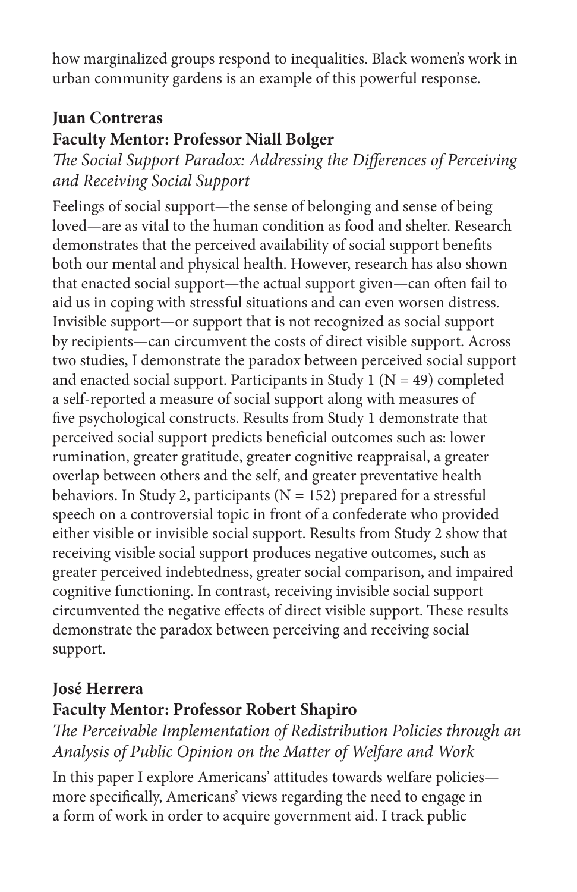how marginalized groups respond to inequalities. Black women's work in urban community gardens is an example of this powerful response.

**Juan Contreras**
**Faculty Mentor: Professor Niall Bolger**
*The Social Support Paradox: Addressing the Differences of Perceiving and Receiving Social Support*

Feelings of social support—the sense of belonging and sense of being loved—are as vital to the human condition as food and shelter. Research demonstrates that the perceived availability of social support benefits both our mental and physical health. However, research has also shown that enacted social support—the actual support given—can often fail to aid us in coping with stressful situations and can even worsen distress. Invisible support—or support that is not recognized as social support by recipients—can circumvent the costs of direct visible support. Across two studies, I demonstrate the paradox between perceived social support and enacted social support. Participants in Study 1 (N = 49) completed a self-reported a measure of social support along with measures of five psychological constructs. Results from Study 1 demonstrate that perceived social support predicts beneficial outcomes such as: lower rumination, greater gratitude, greater cognitive reappraisal, a greater overlap between others and the self, and greater preventative health behaviors. In Study 2, participants (N = 152) prepared for a stressful speech on a controversial topic in front of a confederate who provided either visible or invisible social support. Results from Study 2 show that receiving visible social support produces negative outcomes, such as greater perceived indebtedness, greater social comparison, and impaired cognitive functioning. In contrast, receiving invisible social support circumvented the negative effects of direct visible support. These results demonstrate the paradox between perceiving and receiving social support.

**José Herrera**
**Faculty Mentor: Professor Robert Shapiro**
*The Perceivable Implementation of Redistribution Policies through an Analysis of Public Opinion on the Matter of Welfare and Work*

In this paper I explore Americans' attitudes towards welfare policies—more specifically, Americans' views regarding the need to engage in a form of work in order to acquire government aid. I track public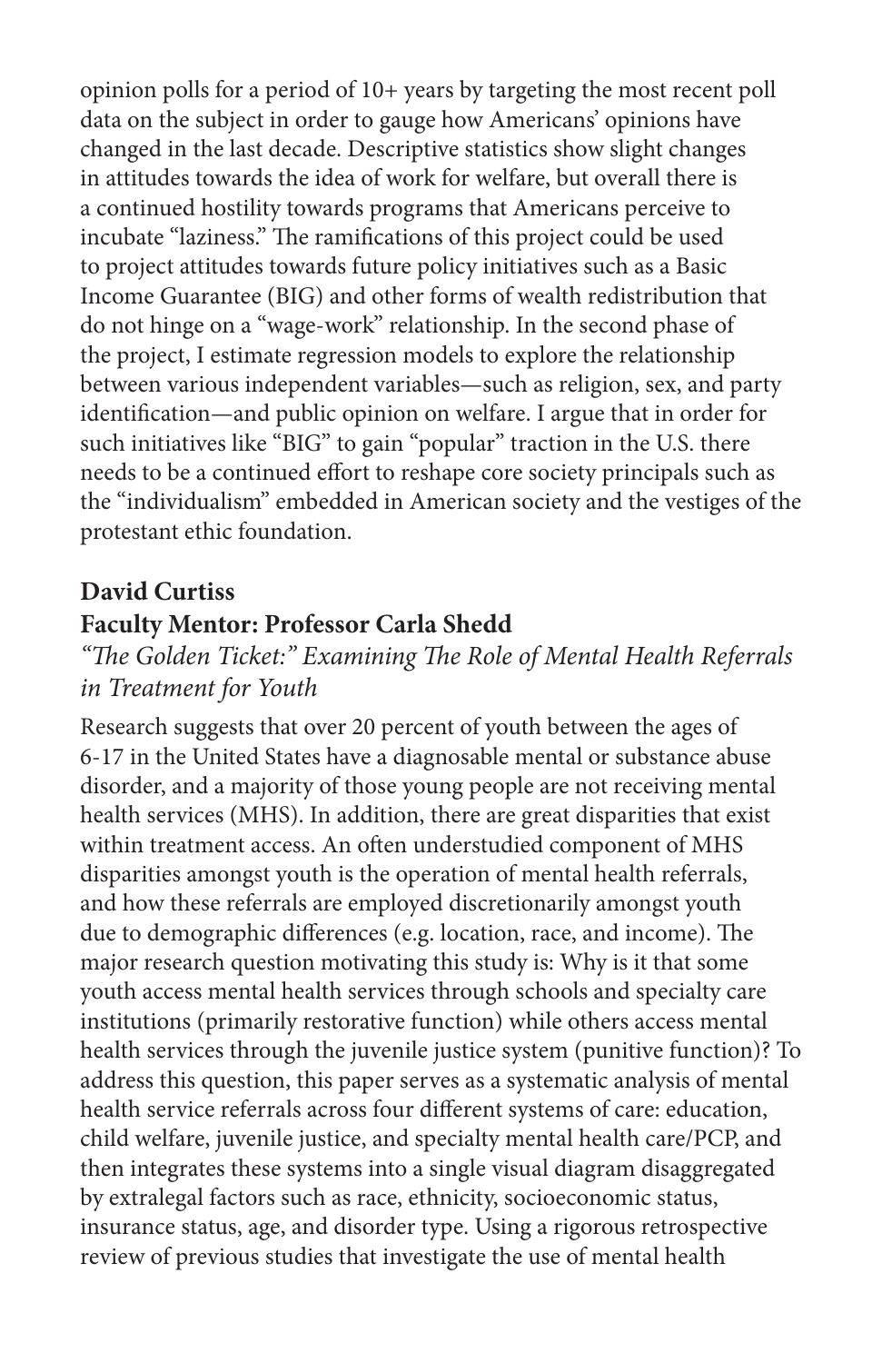opinion polls for a period of 10+ years by targeting the most recent poll data on the subject in order to gauge how Americans' opinions have changed in the last decade. Descriptive statistics show slight changes in attitudes towards the idea of work for welfare, but overall there is a continued hostility towards programs that Americans perceive to incubate "laziness." The ramifications of this project could be used to project attitudes towards future policy initiatives such as a Basic Income Guarantee (BIG) and other forms of wealth redistribution that do not hinge on a "wage-work" relationship. In the second phase of the project, I estimate regression models to explore the relationship between various independent variables—such as religion, sex, and party identification—and public opinion on welfare. I argue that in order for such initiatives like "BIG" to gain "popular" traction in the U.S. there needs to be a continued effort to reshape core society principals such as the "individualism" embedded in American society and the vestiges of the protestant ethic foundation.

**David Curtiss**
**Faculty Mentor: Professor Carla Shedd**

*"The Golden Ticket:" Examining The Role of Mental Health Referrals in Treatment for Youth*

Research suggests that over 20 percent of youth between the ages of 6-17 in the United States have a diagnosable mental or substance abuse disorder, and a majority of those young people are not receiving mental health services (MHS). In addition, there are great disparities that exist within treatment access. An often understudied component of MHS disparities amongst youth is the operation of mental health referrals, and how these referrals are employed discretionarily amongst youth due to demographic differences (e.g. location, race, and income). The major research question motivating this study is: Why is it that some youth access mental health services through schools and specialty care institutions (primarily restorative function) while others access mental health services through the juvenile justice system (punitive function)? To address this question, this paper serves as a systematic analysis of mental health service referrals across four different systems of care: education, child welfare, juvenile justice, and specialty mental health care/PCP, and then integrates these systems into a single visual diagram disaggregated by extralegal factors such as race, ethnicity, socioeconomic status, insurance status, age, and disorder type. Using a rigorous retrospective review of previous studies that investigate the use of mental health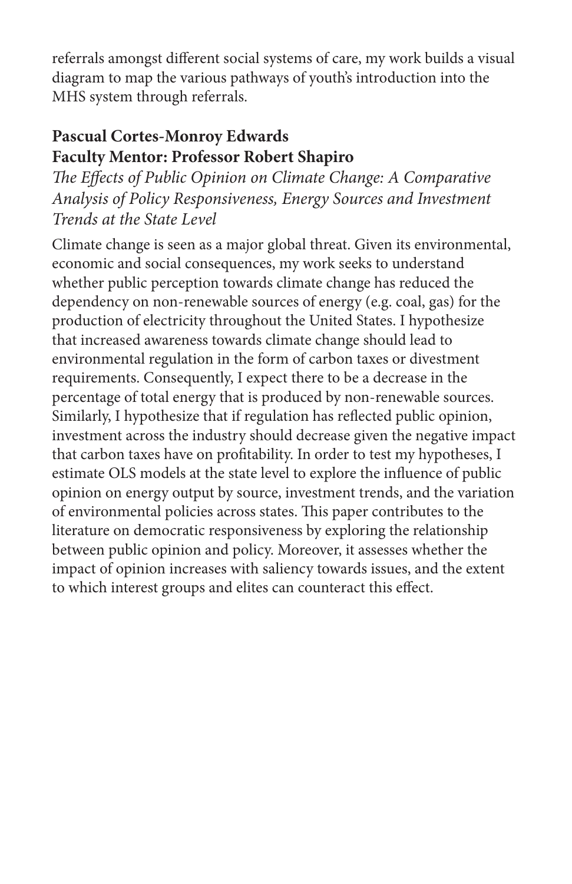referrals amongst different social systems of care, my work builds a visual diagram to map the various pathways of youth's introduction into the MHS system through referrals.

**Pascual Cortes-Monroy Edwards**
**Faculty Mentor: Professor Robert Shapiro**

*The Effects of Public Opinion on Climate Change: A Comparative Analysis of Policy Responsiveness, Energy Sources and Investment Trends at the State Level*

Climate change is seen as a major global threat. Given its environmental, economic and social consequences, my work seeks to understand whether public perception towards climate change has reduced the dependency on non-renewable sources of energy (e.g. coal, gas) for the production of electricity throughout the United States. I hypothesize that increased awareness towards climate change should lead to environmental regulation in the form of carbon taxes or divestment requirements. Consequently, I expect there to be a decrease in the percentage of total energy that is produced by non-renewable sources. Similarly, I hypothesize that if regulation has reflected public opinion, investment across the industry should decrease given the negative impact that carbon taxes have on profitability. In order to test my hypotheses, I estimate OLS models at the state level to explore the influence of public opinion on energy output by source, investment trends, and the variation of environmental policies across states. This paper contributes to the literature on democratic responsiveness by exploring the relationship between public opinion and policy. Moreover, it assesses whether the impact of opinion increases with saliency towards issues, and the extent to which interest groups and elites can counteract this effect.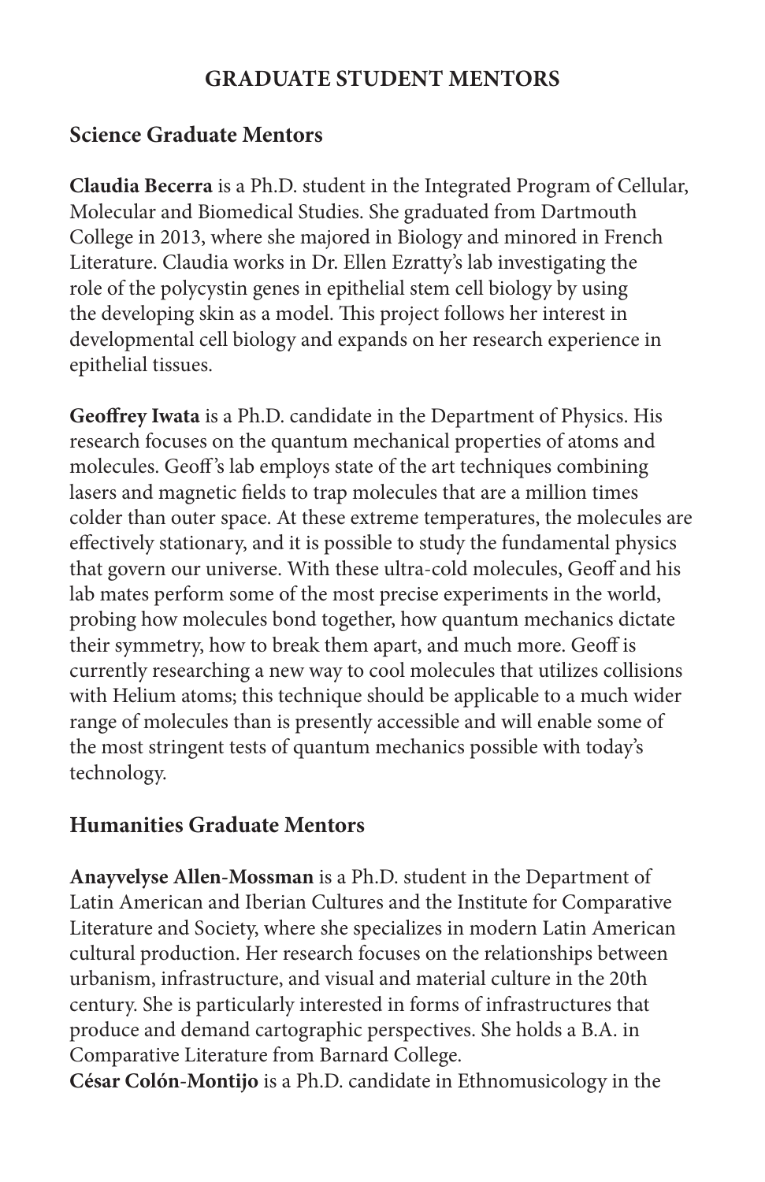# GRADUATE STUDENT MENTORS

## Science Graduate Mentors

**Claudia Becerra** is a Ph.D. student in the Integrated Program of Cellular, Molecular and Biomedical Studies. She graduated from Dartmouth College in 2013, where she majored in Biology and minored in French Literature. Claudia works in Dr. Ellen Ezratty's lab investigating the role of the polycystin genes in epithelial stem cell biology by using the developing skin as a model. This project follows her interest in developmental cell biology and expands on her research experience in epithelial tissues.

**Geoffrey Iwata** is a Ph.D. candidate in the Department of Physics. His research focuses on the quantum mechanical properties of atoms and molecules. Geoff's lab employs state of the art techniques combining lasers and magnetic fields to trap molecules that are a million times colder than outer space. At these extreme temperatures, the molecules are effectively stationary, and it is possible to study the fundamental physics that govern our universe. With these ultra-cold molecules, Geoff and his lab mates perform some of the most precise experiments in the world, probing how molecules bond together, how quantum mechanics dictate their symmetry, how to break them apart, and much more. Geoff is currently researching a new way to cool molecules that utilizes collisions with Helium atoms; this technique should be applicable to a much wider range of molecules than is presently accessible and will enable some of the most stringent tests of quantum mechanics possible with today's technology.

## Humanities Graduate Mentors

**Anayvelyse Allen-Mossman** is a Ph.D. student in the Department of Latin American and Iberian Cultures and the Institute for Comparative Literature and Society, where she specializes in modern Latin American cultural production. Her research focuses on the relationships between urbanism, infrastructure, and visual and material culture in the 20th century. She is particularly interested in forms of infrastructures that produce and demand cartographic perspectives. She holds a B.A. in Comparative Literature from Barnard College.

**César Colón-Montijo** is a Ph.D. candidate in Ethnomusicology in the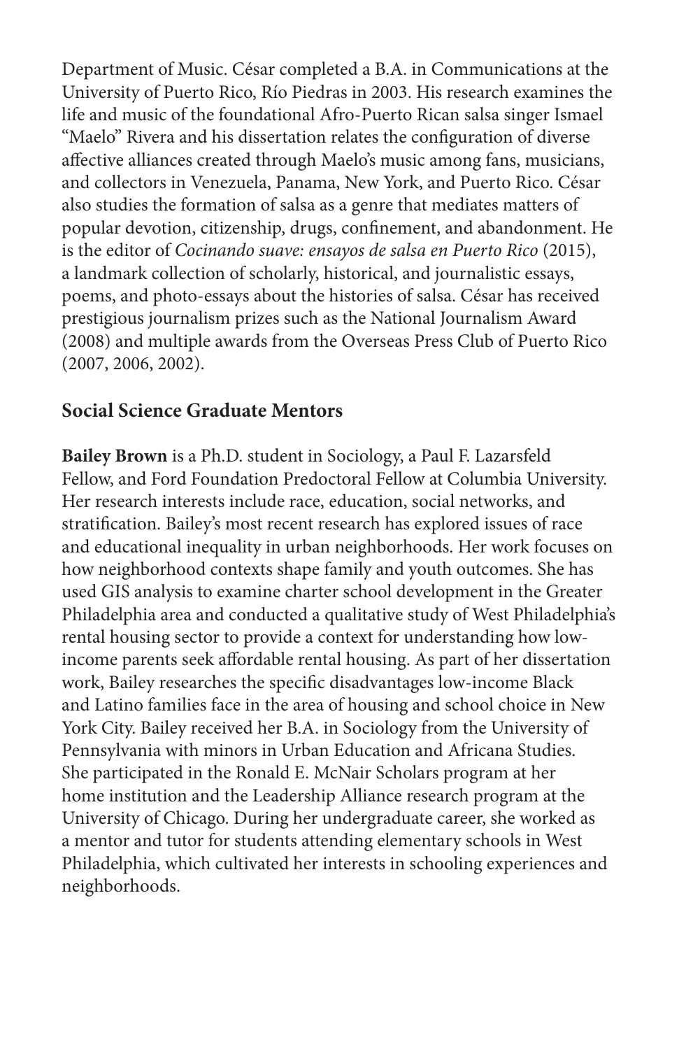Department of Music. César completed a B.A. in Communications at the University of Puerto Rico, Río Piedras in 2003. His research examines the life and music of the foundational Afro-Puerto Rican salsa singer Ismael "Maelo" Rivera and his dissertation relates the configuration of diverse affective alliances created through Maelo's music among fans, musicians, and collectors in Venezuela, Panama, New York, and Puerto Rico. César also studies the formation of salsa as a genre that mediates matters of popular devotion, citizenship, drugs, confinement, and abandonment. He is the editor of *Cocinando suave: ensayos de salsa en Puerto Rico* (2015), a landmark collection of scholarly, historical, and journalistic essays, poems, and photo-essays about the histories of salsa. César has received prestigious journalism prizes such as the National Journalism Award (2008) and multiple awards from the Overseas Press Club of Puerto Rico (2007, 2006, 2002).

## Social Science Graduate Mentors

**Bailey Brown** is a Ph.D. student in Sociology, a Paul F. Lazarsfeld Fellow, and Ford Foundation Predoctoral Fellow at Columbia University. Her research interests include race, education, social networks, and stratification. Bailey's most recent research has explored issues of race and educational inequality in urban neighborhoods. Her work focuses on how neighborhood contexts shape family and youth outcomes. She has used GIS analysis to examine charter school development in the Greater Philadelphia area and conducted a qualitative study of West Philadelphia's rental housing sector to provide a context for understanding how low-income parents seek affordable rental housing. As part of her dissertation work, Bailey researches the specific disadvantages low-income Black and Latino families face in the area of housing and school choice in New York City. Bailey received her B.A. in Sociology from the University of Pennsylvania with minors in Urban Education and Africana Studies. She participated in the Ronald E. McNair Scholars program at her home institution and the Leadership Alliance research program at the University of Chicago. During her undergraduate career, she worked as a mentor and tutor for students attending elementary schools in West Philadelphia, which cultivated her interests in schooling experiences and neighborhoods.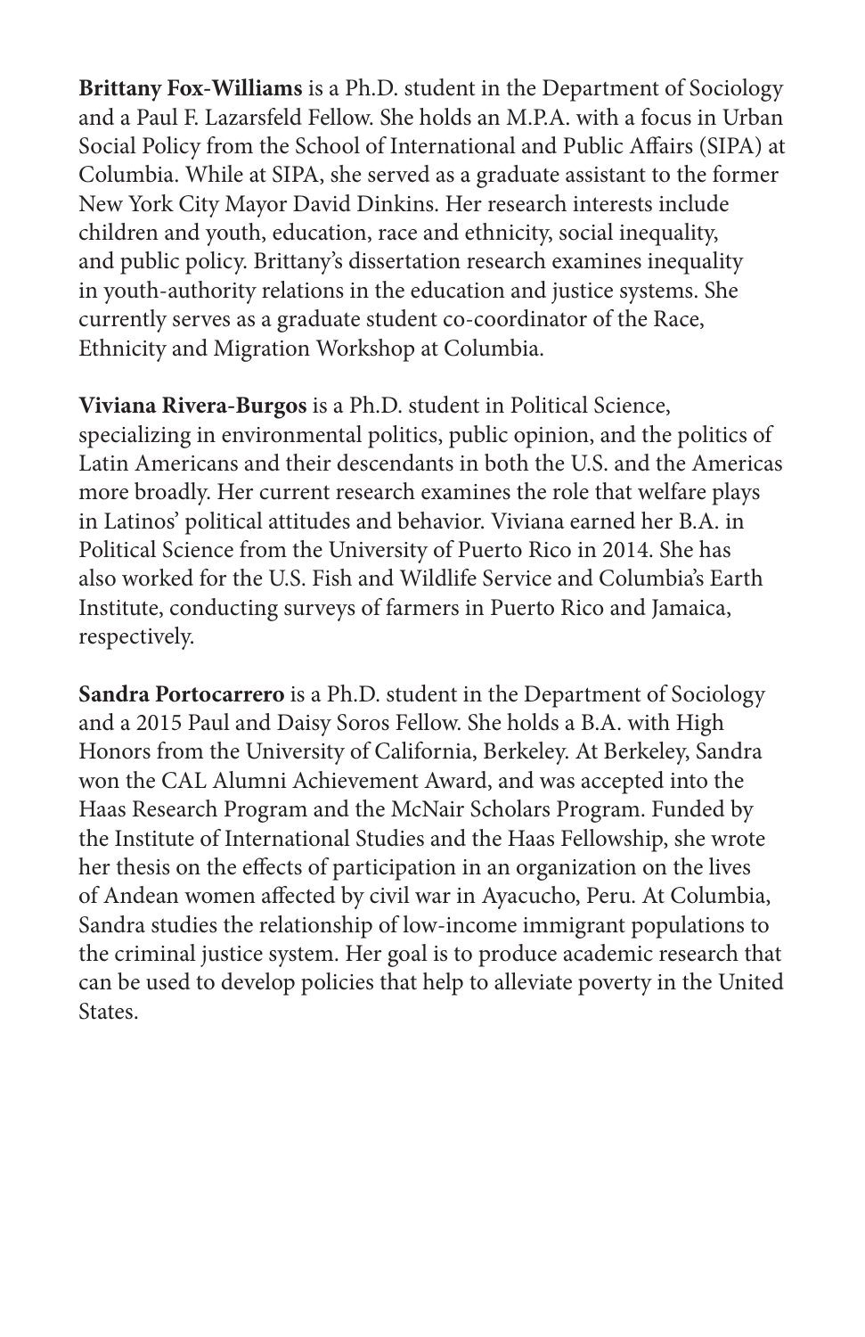**Brittany Fox-Williams** is a Ph.D. student in the Department of Sociology and a Paul F. Lazarsfeld Fellow. She holds an M.P.A. with a focus in Urban Social Policy from the School of International and Public Affairs (SIPA) at Columbia. While at SIPA, she served as a graduate assistant to the former New York City Mayor David Dinkins. Her research interests include children and youth, education, race and ethnicity, social inequality, and public policy. Brittany's dissertation research examines inequality in youth-authority relations in the education and justice systems. She currently serves as a graduate student co-coordinator of the Race, Ethnicity and Migration Workshop at Columbia.

**Viviana Rivera-Burgos** is a Ph.D. student in Political Science, specializing in environmental politics, public opinion, and the politics of Latin Americans and their descendants in both the U.S. and the Americas more broadly. Her current research examines the role that welfare plays in Latinos' political attitudes and behavior. Viviana earned her B.A. in Political Science from the University of Puerto Rico in 2014. She has also worked for the U.S. Fish and Wildlife Service and Columbia's Earth Institute, conducting surveys of farmers in Puerto Rico and Jamaica, respectively.

**Sandra Portocarrero** is a Ph.D. student in the Department of Sociology and a 2015 Paul and Daisy Soros Fellow. She holds a B.A. with High Honors from the University of California, Berkeley. At Berkeley, Sandra won the CAL Alumni Achievement Award, and was accepted into the Haas Research Program and the McNair Scholars Program. Funded by the Institute of International Studies and the Haas Fellowship, she wrote her thesis on the effects of participation in an organization on the lives of Andean women affected by civil war in Ayacucho, Peru. At Columbia, Sandra studies the relationship of low-income immigrant populations to the criminal justice system. Her goal is to produce academic research that can be used to develop policies that help to alleviate poverty in the United States.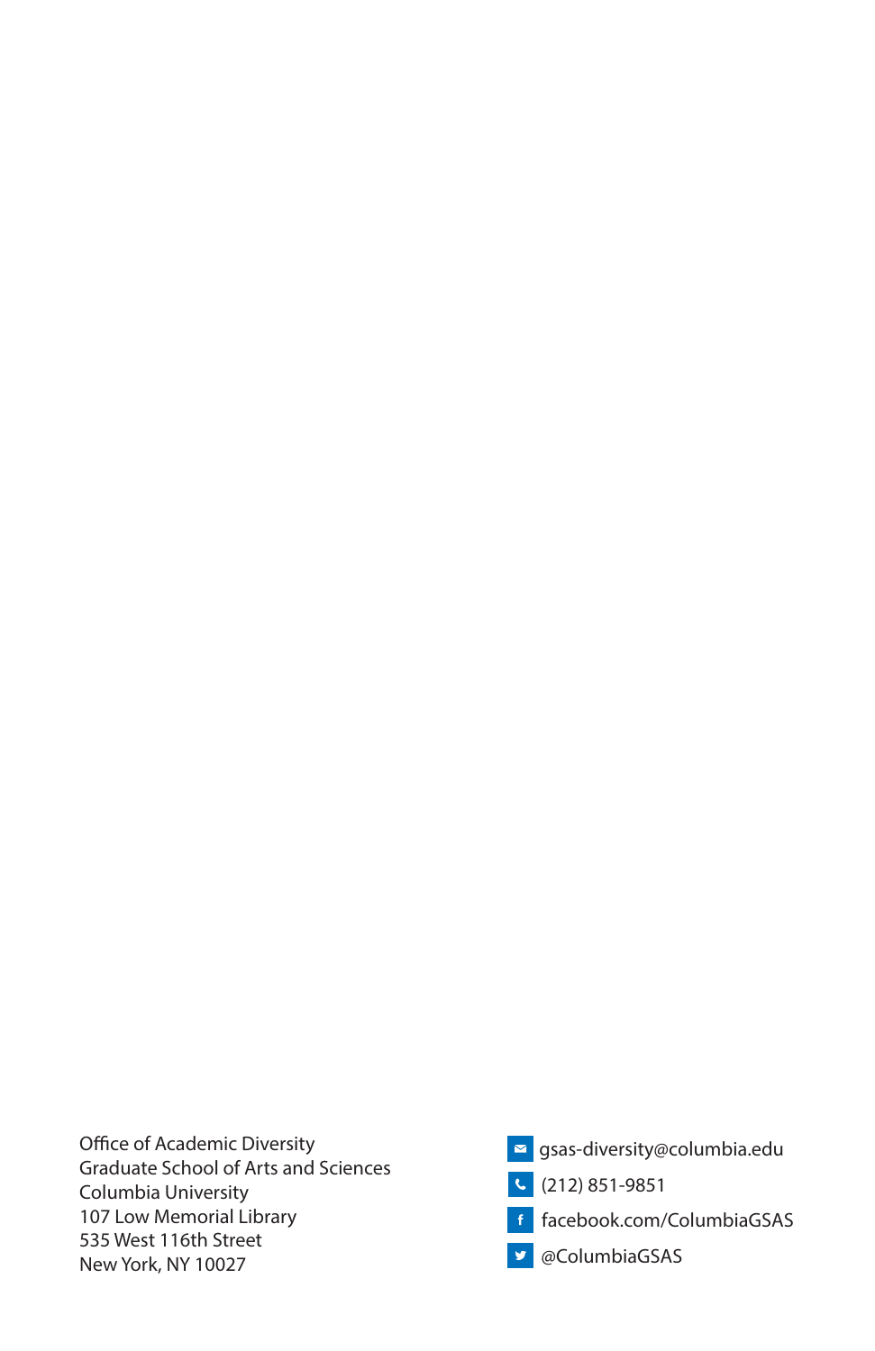Office of Academic Diversity
Graduate School of Arts and Sciences
Columbia University
107 Low Memorial Library
535 West 116th Street
New York, NY 10027

gsas-diversity@columbia.edu

(212) 851-9851

facebook.com/ColumbiaGSAS

@ColumbiaGSAS